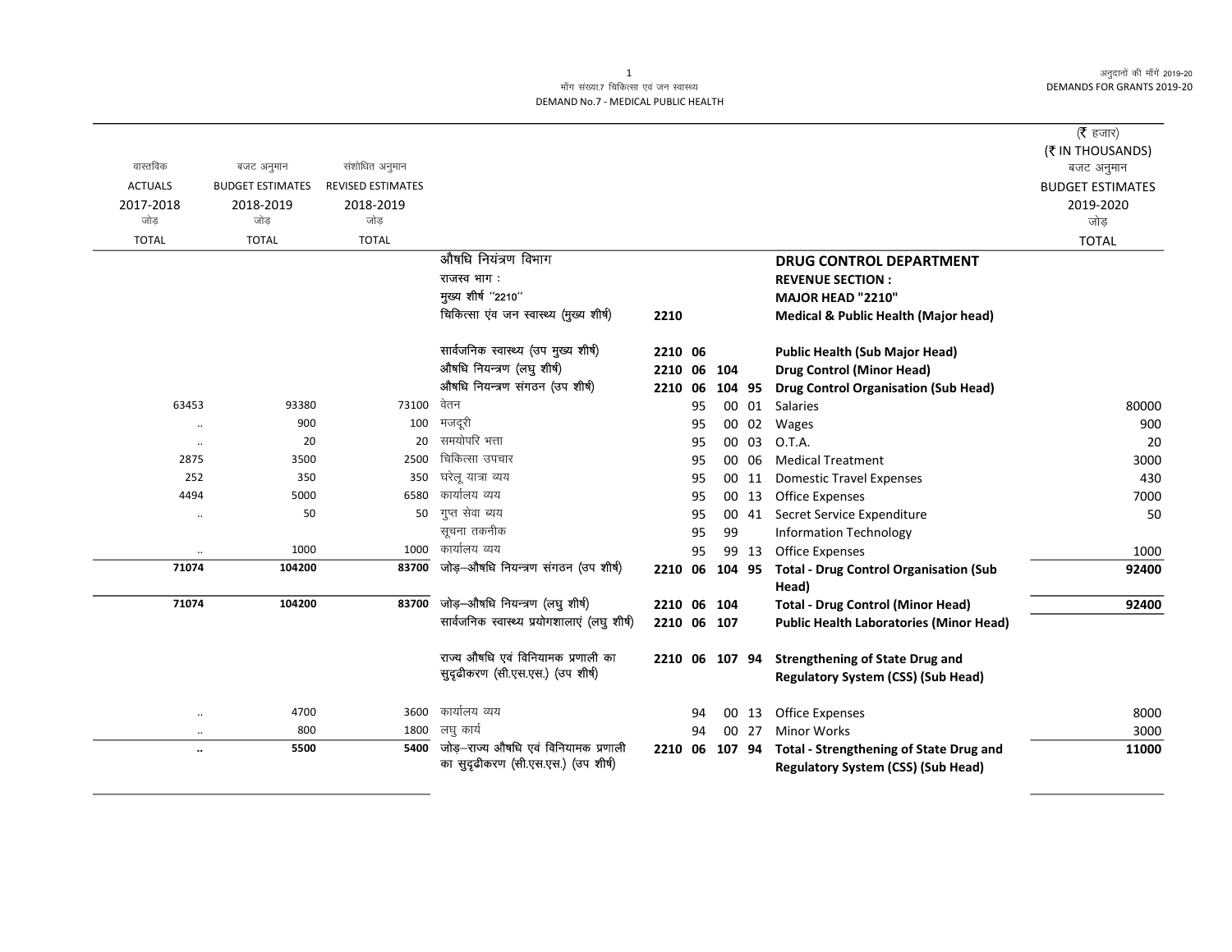माँग संख्या.7 चिकित्सा एवं जन स्वास्थ्य

DEMAND No.7 - MEDICAL PUBLIC HEALTH

अनुदानों की माँगें 2019-20

DEMANDS FOR GRANTS 2019-20

(₹ हजार)
(₹ IN THOUSANDS)

| वास्तविक ACTUALS 2017-2018 जोड़ TOTAL | बजट अनुमान BUDGET ESTIMATES 2018-2019 जोड़ TOTAL | संशोधित अनुमान REVISED ESTIMATES 2018-2019 जोड़ TOTAL | | | | | | | बजट अनुमान BUDGET ESTIMATES 2019-2020 जोड़ TOTAL |
|---|---|---|---|---|---|---|---|---|---|
| | | | औषधि नियंत्रण विभाग | | | | | **DRUG CONTROL DEPARTMENT** | |
| | | | राजस्व भाग : | | | | | **REVENUE SECTION :** | |
| | | | मुख्य शीर्ष "2210" | | | | | **MAJOR HEAD "2210"** | |
| | | | चिकित्सा एंव जन स्वास्थ्य (मुख्य शीर्ष) | 2210 | | | | **Medical & Public Health (Major head)** | |
| | | | सार्वजनिक स्वास्थ्य (उप मुख्य शीर्ष) | 2210 | 06 | | | **Public Health (Sub Major Head)** | |
| | | | औषधि नियन्त्रण (लघु शीर्ष) | 2210 | 06 | 104 | | **Drug Control (Minor Head)** | |
| | | | औषधि नियन्त्रण संगठन (उप शीर्ष) | 2210 | 06 | 104 | 95 | **Drug Control Organisation (Sub Head)** | |
| 63453 | 93380 | 73100 | वेतन | | 95 | 00 | 01 | Salaries | 80000 |
| .. | 900 | 100 | मजदूरी | | 95 | 00 | 02 | Wages | 900 |
| .. | 20 | 20 | समयोपरि भत्ता | | 95 | 00 | 03 | O.T.A. | 20 |
| 2875 | 3500 | 2500 | चिकित्सा उपचार | | 95 | 00 | 06 | Medical Treatment | 3000 |
| 252 | 350 | 350 | घरेलू यात्रा व्यय | | 95 | 00 | 11 | Domestic Travel Expenses | 430 |
| 4494 | 5000 | 6580 | कार्यालय व्यय | | 95 | 00 | 13 | Office Expenses | 7000 |
| .. | 50 | 50 | गुप्त सेवा व्यय | | 95 | 00 | 41 | Secret Service Expenditure | 50 |
| | | | सूचना तकनीक | | 95 | 99 | | Information Technology | |
| .. | 1000 | 1000 | कार्यालय व्यय | | 95 | 99 | 13 | Office Expenses | 1000 |
| **71074** | **104200** | **83700** | जोड़–औषधि नियन्त्रण संगठन (उप शीर्ष) | 2210 | 06 | 104 | 95 | **Total - Drug Control Organisation (Sub Head)** | **92400** |
| **71074** | **104200** | **83700** | जोड़–औषधि नियन्त्रण (लघु शीर्ष) | 2210 | 06 | 104 | | **Total - Drug Control (Minor Head)** | **92400** |
| | | | सार्वजनिक स्वास्थ्य प्रयोगशालाएं (लघु शीर्ष) | 2210 | 06 | 107 | | **Public Health Laboratories (Minor Head)** | |
| | | | राज्य औषधि एवं विनियामक प्रणाली का सुदृढीकरण (सी.एस.एस.) (उप शीर्ष) | 2210 | 06 | 107 | 94 | **Strengthening of State Drug and Regulatory System (CSS) (Sub Head)** | |
| .. | 4700 | 3600 | कार्यालय व्यय | | 94 | 00 | 13 | Office Expenses | 8000 |
| .. | 800 | 1800 | लघु कार्य | | 94 | 00 | 27 | Minor Works | 3000 |
| **..** | **5500** | **5400** | जोड़–राज्य औषधि एवं विनियामक प्रणाली का सुदृढीकरण (सी.एस.एस.) (उप शीर्ष) | 2210 | 06 | 107 | 94 | **Total - Strengthening of State Drug and Regulatory System (CSS) (Sub Head)** | **11000** |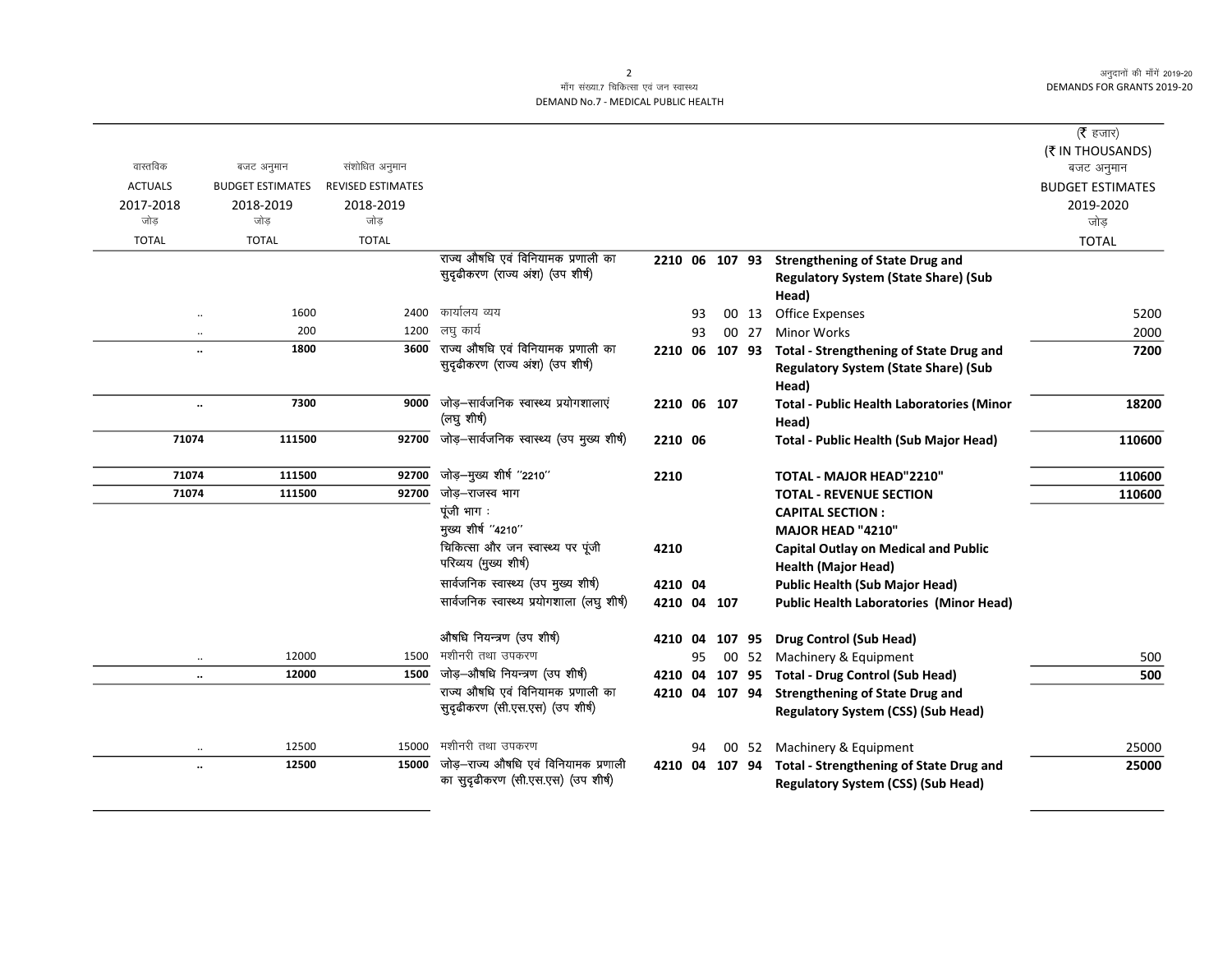माँग संख्या.7 चिकित्सा एवं जन स्वास्थ्य

DEMAND No.7 - MEDICAL PUBLIC HEALTH

अनुदानों की माँगें 2019-20

DEMANDS FOR GRANTS 2019-20

(₹ हजार)
(₹ IN THOUSANDS)

| वास्तविक ACTUALS 2017-2018 जोड़ TOTAL | बजट अनुमान BUDGET ESTIMATES 2018-2019 जोड़ TOTAL | संशोधित अनुमान REVISED ESTIMATES 2018-2019 जोड़ TOTAL | | | | | | | बजट अनुमान BUDGET ESTIMATES 2019-2020 जोड़ TOTAL |
|---|---|---|---|---|---|---|---|---|---|
| | | | राज्य औषधि एवं विनियामक प्रणाली का सुदृढीकरण (राज्य अंश) (उप शीर्ष) | 2210 | 06 | 107 | 93 | Strengthening of State Drug and Regulatory System (State Share) (Sub Head) | |
| .. | 1600 | 2400 | कार्यालय व्यय | | 93 | 00 | 13 | Office Expenses | 5200 |
| .. | 200 | 1200 | लघु कार्य | | 93 | 00 | 27 | Minor Works | 2000 |
| **..** | **1800** | **3600** | राज्य औषधि एवं विनियामक प्रणाली का सुदृढीकरण (राज्य अंश) (उप शीर्ष) | 2210 | 06 | 107 | 93 | **Total - Strengthening of State Drug and Regulatory System (State Share) (Sub Head)** | **7200** |
| **..** | **7300** | **9000** | जोड़–सार्वजनिक स्वास्थ्य प्रयोगशालाएं (लघु शीर्ष) | 2210 | 06 | 107 | | **Total - Public Health Laboratories (Minor Head)** | **18200** |
| **71074** | **111500** | **92700** | जोड़–सार्वजनिक स्वास्थ्य (उप मुख्य शीर्ष) | 2210 | 06 | | | **Total - Public Health (Sub Major Head)** | **110600** |
| **71074** | **111500** | **92700** | जोड़–मुख्य शीर्ष "2210" | 2210 | | | | **TOTAL - MAJOR HEAD"2210"** | **110600** |
| **71074** | **111500** | **92700** | जोड़–राजस्व भाग | | | | | **TOTAL - REVENUE SECTION** | **110600** |
| | | | पूंजी भाग : | | | | | **CAPITAL SECTION :** | |
| | | | मुख्य शीर्ष "4210" | | | | | **MAJOR HEAD "4210"** | |
| | | | चिकित्सा और जन स्वास्थ्य पर पूंजी परिव्यय (मुख्य शीर्ष) | 4210 | | | | **Capital Outlay on Medical and Public Health (Major Head)** | |
| | | | सार्वजनिक स्वास्थ्य (उप मुख्य शीर्ष) | 4210 | 04 | | | **Public Health (Sub Major Head)** | |
| | | | सार्वजनिक स्वास्थ्य प्रयोगशाला (लघु शीर्ष) | 4210 | 04 | 107 | | **Public Health Laboratories (Minor Head)** | |
| | | | औषधि नियन्त्रण (उप शीर्ष) | 4210 | 04 | 107 | 95 | **Drug Control (Sub Head)** | |
| .. | 12000 | 1500 | मशीनरी तथा उपकरण | | 95 | 00 | 52 | Machinery & Equipment | 500 |
| **..** | **12000** | **1500** | जोड़–औषधि नियन्त्रण (उप शीर्ष) | 4210 | 04 | 107 | 95 | **Total - Drug Control (Sub Head)** | **500** |
| | | | राज्य औषधि एवं विनियामक प्रणाली का सुदृढीकरण (सी.एस.एस) (उप शीर्ष) | 4210 | 04 | 107 | 94 | **Strengthening of State Drug and Regulatory System (CSS) (Sub Head)** | |
| .. | 12500 | 15000 | मशीनरी तथा उपकरण | | 94 | 00 | 52 | Machinery & Equipment | 25000 |
| **..** | **12500** | **15000** | जोड़–राज्य औषधि एवं विनियामक प्रणाली का सुदृढीकरण (सी.एस.एस) (उप शीर्ष) | 4210 | 04 | 107 | 94 | **Total - Strengthening of State Drug and Regulatory System (CSS) (Sub Head)** | **25000** |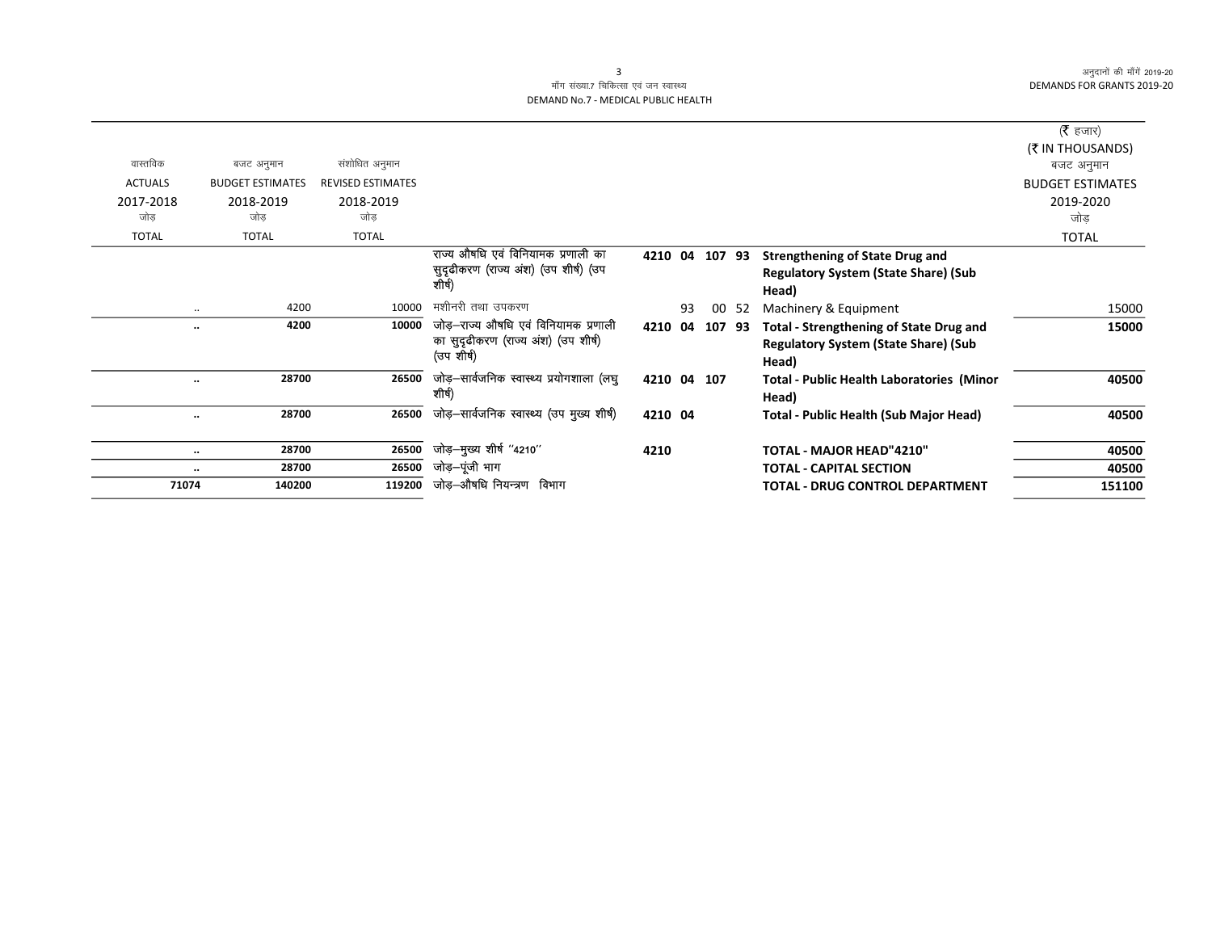माँग संख्या.7 चिकित्सा एवं जन स्वास्थ्य

DEMAND No.7 - MEDICAL PUBLIC HEALTH

| वास्तविक ACTUALS 2017-2018 जोड़ TOTAL | बजट अनुमान BUDGET ESTIMATES 2018-2019 जोड़ TOTAL | संशोधित अनुमान REVISED ESTIMATES 2018-2019 जोड़ TOTAL | | | | (₹ हजार) (₹ IN THOUSANDS) बजट अनुमान BUDGET ESTIMATES 2019-2020 जोड़ TOTAL |
|---|---|---|---|---|---|---|
| | | | राज्य औषधि एवं विनियामक प्रणाली का सुदृढीकरण (राज्य अंश) (उप शीर्ष) (उप शीर्ष) | 4210 04 107 93 | **Strengthening of State Drug and Regulatory System (State Share) (Sub Head)** | |
| .. | 4200 | 10000 | मशीनरी तथा उपकरण | 93 00 52 | Machinery & Equipment | 15000 |
| **..** | **4200** | **10000** | जोड़–राज्य औषधि एवं विनियामक प्रणाली का सुदृढीकरण (राज्य अंश) (उप शीर्ष) (उप शीर्ष) | **4210 04 107 93** | **Total - Strengthening of State Drug and Regulatory System (State Share) (Sub Head)** | **15000** |
| **..** | **28700** | **26500** | जोड़–सार्वजनिक स्वास्थ्य प्रयोगशाला (लघु शीर्ष) | **4210 04 107** | **Total - Public Health Laboratories (Minor Head)** | **40500** |
| **..** | **28700** | **26500** | जोड़–सार्वजनिक स्वास्थ्य (उप मुख्य शीर्ष) | **4210 04** | **Total - Public Health (Sub Major Head)** | **40500** |
| **..** | **28700** | **26500** | जोड़–मुख्य शीर्ष "4210" | **4210** | **TOTAL - MAJOR HEAD"4210"** | **40500** |
| **..** | **28700** | **26500** | जोड़–पूंजी भाग | | **TOTAL - CAPITAL SECTION** | **40500** |
| **71074** | **140200** | **119200** | जोड़–औषधि नियन्त्रण विभाग | | **TOTAL - DRUG CONTROL DEPARTMENT** | **151100** |